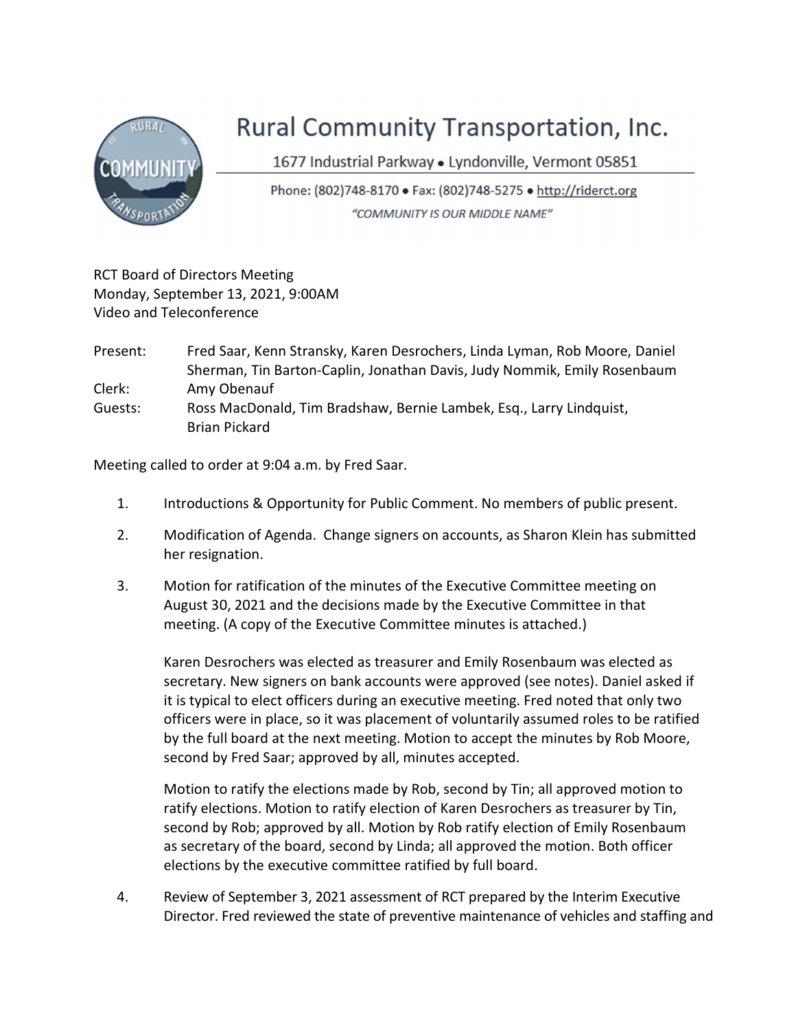# Rural Community Transportation, Inc.

1677 Industrial Parkway • Lyndonville, Vermont 05851

Phone: (802)748-8170 • Fax: (802)748-5275 • http://riderct.org

*"COMMUNITY IS OUR MIDDLE NAME"*

RCT Board of Directors Meeting
Monday, September 13, 2021, 9:00AM
Video and Teleconference

Present: Fred Saar, Kenn Stransky, Karen Desrochers, Linda Lyman, Rob Moore, Daniel Sherman, Tin Barton-Caplin, Jonathan Davis, Judy Nommik, Emily Rosenbaum
Clerk: Amy Obenauf
Guests: Ross MacDonald, Tim Bradshaw, Bernie Lambek, Esq., Larry Lindquist, Brian Pickard

Meeting called to order at 9:04 a.m. by Fred Saar.

1. Introductions & Opportunity for Public Comment. No members of public present.

2. Modification of Agenda. Change signers on accounts, as Sharon Klein has submitted her resignation.

3. Motion for ratification of the minutes of the Executive Committee meeting on August 30, 2021 and the decisions made by the Executive Committee in that meeting. (A copy of the Executive Committee minutes is attached.)

   Karen Desrochers was elected as treasurer and Emily Rosenbaum was elected as secretary. New signers on bank accounts were approved (see notes). Daniel asked if it is typical to elect officers during an executive meeting. Fred noted that only two officers were in place, so it was placement of voluntarily assumed roles to be ratified by the full board at the next meeting. Motion to accept the minutes by Rob Moore, second by Fred Saar; approved by all, minutes accepted.

   Motion to ratify the elections made by Rob, second by Tin; all approved motion to ratify elections. Motion to ratify election of Karen Desrochers as treasurer by Tin, second by Rob; approved by all. Motion by Rob ratify election of Emily Rosenbaum as secretary of the board, second by Linda; all approved the motion. Both officer elections by the executive committee ratified by full board.

4. Review of September 3, 2021 assessment of RCT prepared by the Interim Executive Director. Fred reviewed the state of preventive maintenance of vehicles and staffing and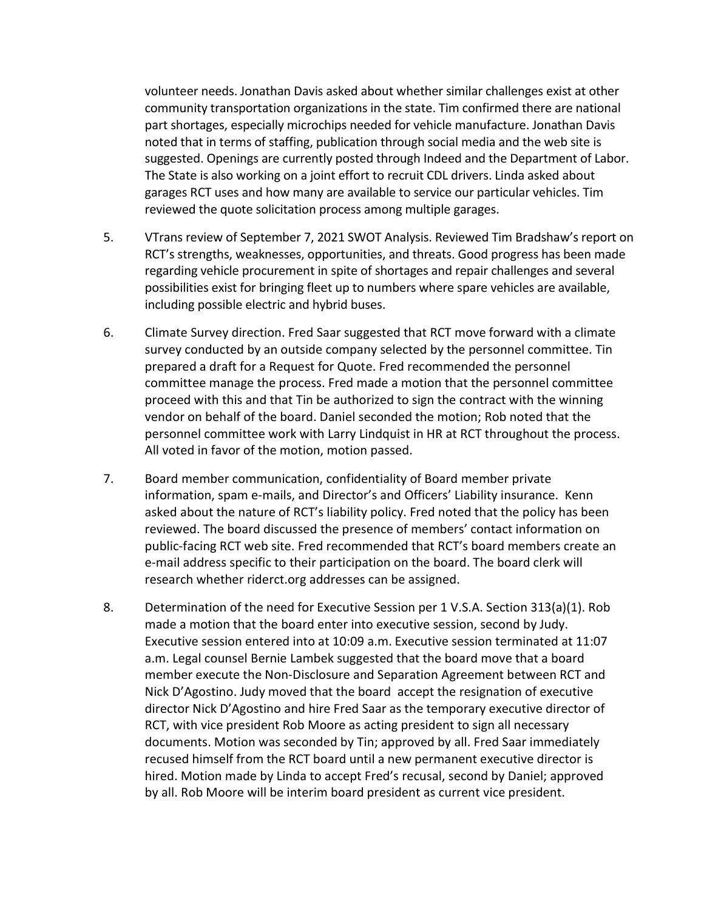volunteer needs. Jonathan Davis asked about whether similar challenges exist at other community transportation organizations in the state. Tim confirmed there are national part shortages, especially microchips needed for vehicle manufacture. Jonathan Davis noted that in terms of staffing, publication through social media and the web site is suggested. Openings are currently posted through Indeed and the Department of Labor. The State is also working on a joint effort to recruit CDL drivers. Linda asked about garages RCT uses and how many are available to service our particular vehicles. Tim reviewed the quote solicitation process among multiple garages.

5. VTrans review of September 7, 2021 SWOT Analysis. Reviewed Tim Bradshaw's report on RCT's strengths, weaknesses, opportunities, and threats. Good progress has been made regarding vehicle procurement in spite of shortages and repair challenges and several possibilities exist for bringing fleet up to numbers where spare vehicles are available, including possible electric and hybrid buses.

6. Climate Survey direction. Fred Saar suggested that RCT move forward with a climate survey conducted by an outside company selected by the personnel committee. Tin prepared a draft for a Request for Quote. Fred recommended the personnel committee manage the process. Fred made a motion that the personnel committee proceed with this and that Tin be authorized to sign the contract with the winning vendor on behalf of the board. Daniel seconded the motion; Rob noted that the personnel committee work with Larry Lindquist in HR at RCT throughout the process. All voted in favor of the motion, motion passed.

7. Board member communication, confidentiality of Board member private information, spam e-mails, and Director's and Officers' Liability insurance. Kenn asked about the nature of RCT's liability policy. Fred noted that the policy has been reviewed. The board discussed the presence of members' contact information on public-facing RCT web site. Fred recommended that RCT's board members create an e-mail address specific to their participation on the board. The board clerk will research whether riderct.org addresses can be assigned.

8. Determination of the need for Executive Session per 1 V.S.A. Section 313(a)(1). Rob made a motion that the board enter into executive session, second by Judy. Executive session entered into at 10:09 a.m. Executive session terminated at 11:07 a.m. Legal counsel Bernie Lambek suggested that the board move that a board member execute the Non-Disclosure and Separation Agreement between RCT and Nick D'Agostino. Judy moved that the board accept the resignation of executive director Nick D'Agostino and hire Fred Saar as the temporary executive director of RCT, with vice president Rob Moore as acting president to sign all necessary documents. Motion was seconded by Tin; approved by all. Fred Saar immediately recused himself from the RCT board until a new permanent executive director is hired. Motion made by Linda to accept Fred's recusal, second by Daniel; approved by all. Rob Moore will be interim board president as current vice president.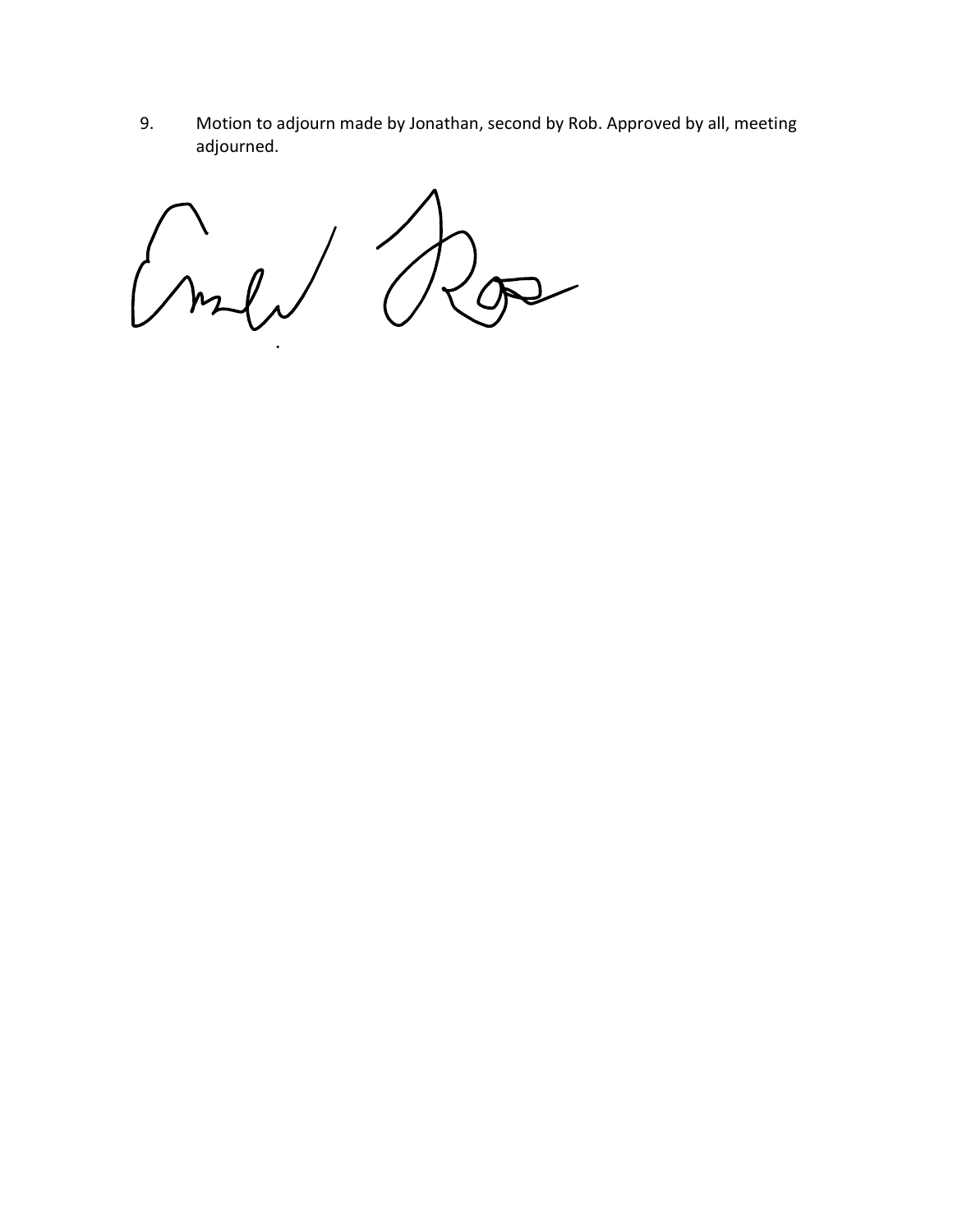9. Motion to adjourn made by Jonathan, second by Rob. Approved by all, meeting adjourned.